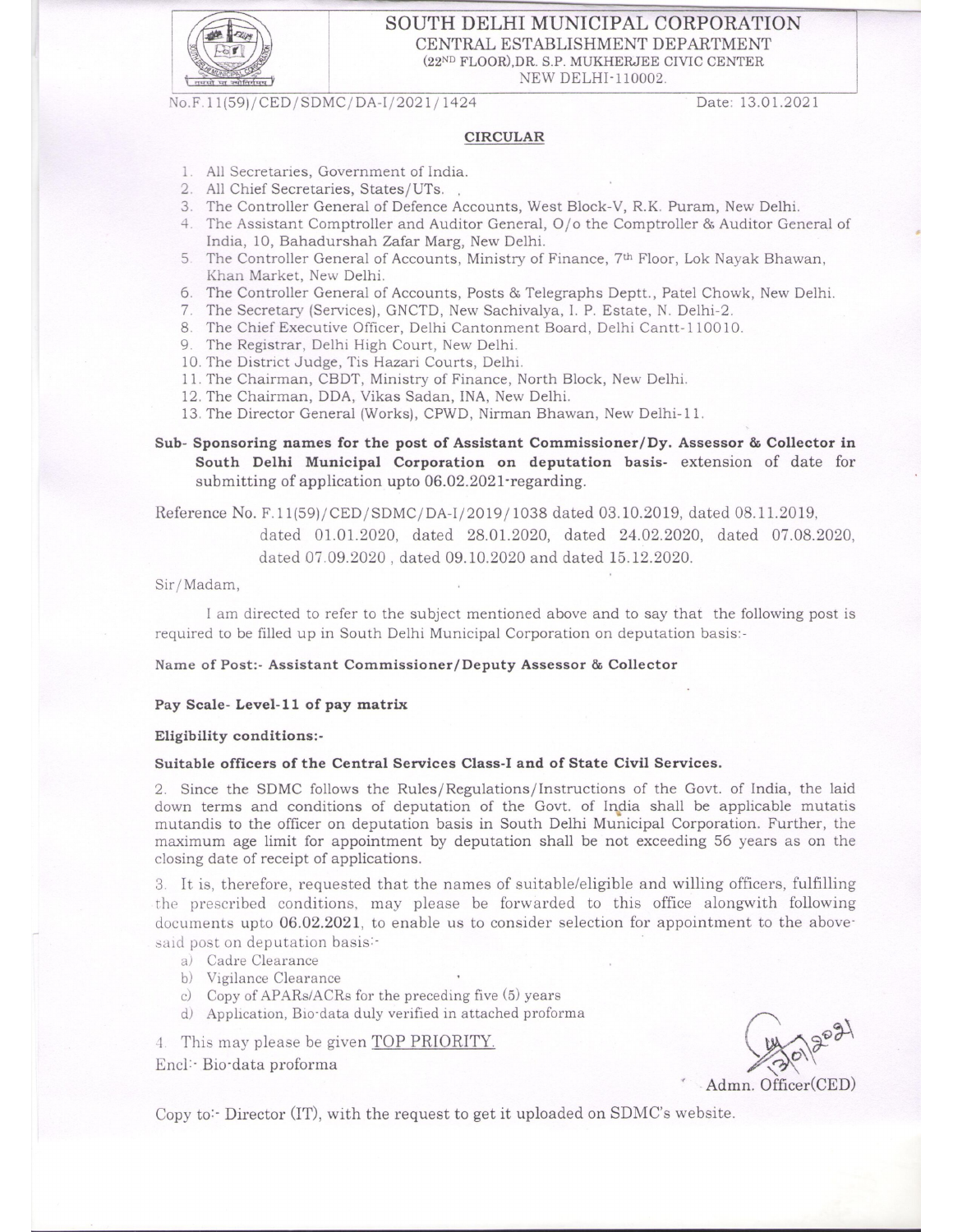# SOUTH DELHI MUNICIPAL CORPORATION
## CENTRAL ESTABLISHMENT DEPARTMENT
(22ND FLOOR),DR. S.P. MUKHERJEE CIVIC CENTER
NEW DELHI-110002.

No.F.11(59)/CED/SDMC/DA-I/2021/1424 Date: 13.01.2021

### CIRCULAR

1. All Secretaries, Government of India.
2. All Chief Secretaries, States/UTs.
3. The Controller General of Defence Accounts, West Block-V, R.K. Puram, New Delhi.
4. The Assistant Comptroller and Auditor General, O/o the Comptroller & Auditor General of India, 10, Bahadurshah Zafar Marg, New Delhi.
5. The Controller General of Accounts, Ministry of Finance, 7th Floor, Lok Nayak Bhawan, Khan Market, New Delhi.
6. The Controller General of Accounts, Posts & Telegraphs Deptt., Patel Chowk, New Delhi.
7. The Secretary (Services), GNCTD, New Sachivalya, I. P. Estate, N. Delhi-2.
8. The Chief Executive Officer, Delhi Cantonment Board, Delhi Cantt-110010.
9. The Registrar, Delhi High Court, New Delhi.
10. The District Judge, Tis Hazari Courts, Delhi.
11. The Chairman, CBDT, Ministry of Finance, North Block, New Delhi.
12. The Chairman, DDA, Vikas Sadan, INA, New Delhi.
13. The Director General (Works), CPWD, Nirman Bhawan, New Delhi-11.

**Sub- Sponsoring names for the post of Assistant Commissioner/Dy. Assessor & Collector in South Delhi Municipal Corporation on deputation basis-** extension of date for submitting of application upto 06.02.2021-regarding.

Reference No. F.11(59)/CED/SDMC/DA-I/2019/1038 dated 03.10.2019, dated 08.11.2019, dated 01.01.2020, dated 28.01.2020, dated 24.02.2020, dated 07.08.2020, dated 07.09.2020 , dated 09.10.2020 and dated 15.12.2020.

Sir/Madam,

I am directed to refer to the subject mentioned above and to say that the following post is required to be filled up in South Delhi Municipal Corporation on deputation basis:-

**Name of Post:- Assistant Commissioner/Deputy Assessor & Collector**

**Pay Scale- Level-11 of pay matrix**

**Eligibility conditions:-**

**Suitable officers of the Central Services Class-I and of State Civil Services.**

2. Since the SDMC follows the Rules/Regulations/Instructions of the Govt. of India, the laid down terms and conditions of deputation of the Govt. of India shall be applicable mutatis mutandis to the officer on deputation basis in South Delhi Municipal Corporation. Further, the maximum age limit for appointment by deputation shall be not exceeding 56 years as on the closing date of receipt of applications.

3. It is, therefore, requested that the names of suitable/eligible and willing officers, fulfilling the prescribed conditions, may please be forwarded to this office alongwith following documents upto 06.02.2021, to enable us to consider selection for appointment to the above-said post on deputation basis:-

a) Cadre Clearance
b) Vigilance Clearance
c) Copy of APARs/ACRs for the preceding five (5) years
d) Application, Bio-data duly verified in attached proforma

4. This may please be given TOP PRIORITY.

Encl:- Bio-data proforma

13/01/2021
Admn. Officer(CED)

Copy to:- Director (IT), with the request to get it uploaded on SDMC's website.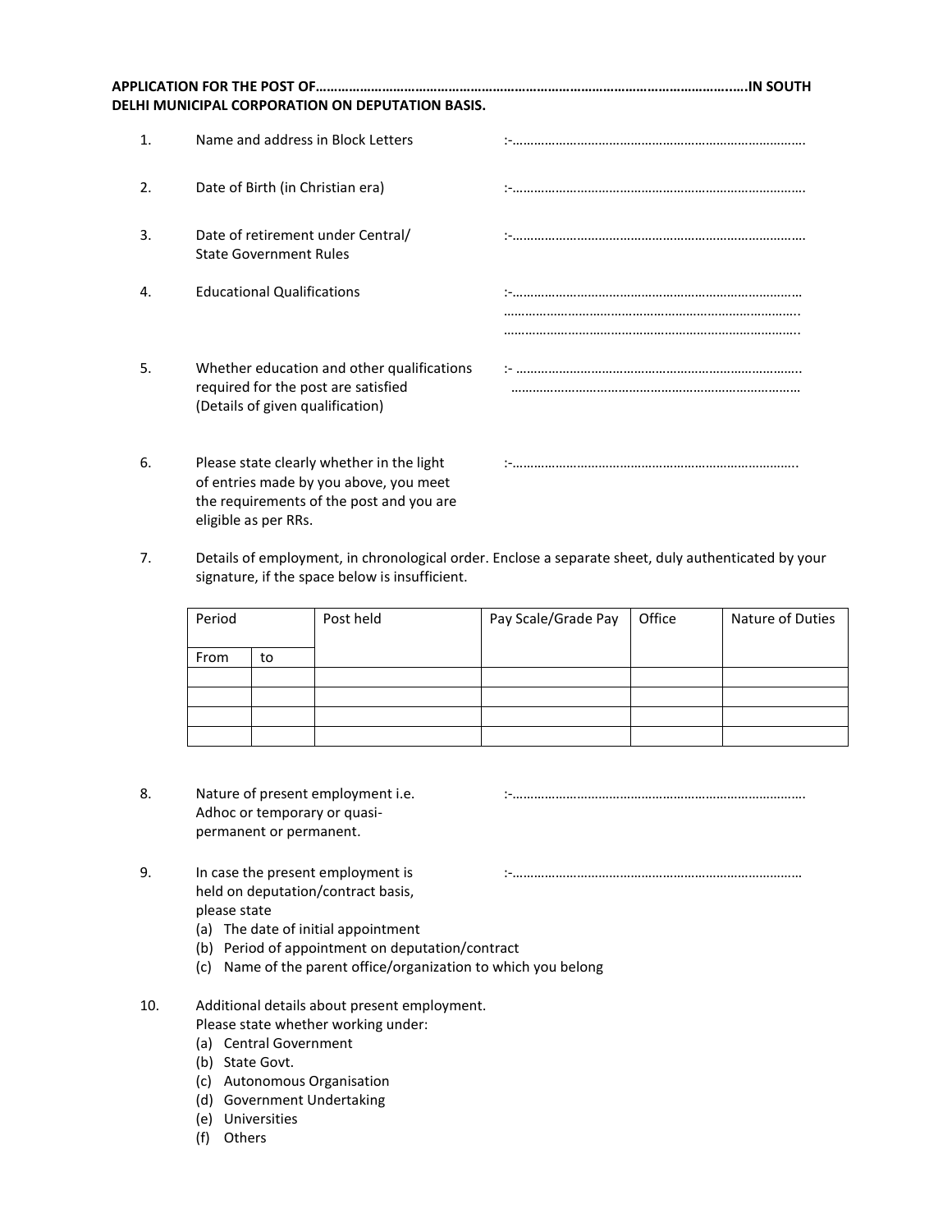**APPLICATION FOR THE POST OF…………………………………………………………………………………………………..IN SOUTH DELHI MUNICIPAL CORPORATION ON DEPUTATION BASIS.**

1. Name and address in Block Letters :-………………………………………………………………………

2. Date of Birth (in Christian era) :-………………………………………………………………………

3. Date of retirement under Central/ State Government Rules :-………………………………………………………………………

4. Educational Qualifications :-………………………………………………………………………
………………………………………………………………………
………………………………………………………………………

5. Whether education and other qualifications required for the post are satisfied (Details of given qualification) :- ………………………………………………………………………
………………………………………………………………………

6. Please state clearly whether in the light of entries made by you above, you meet the requirements of the post and you are eligible as per RRs. :-………………………………………………………………………

7. Details of employment, in chronological order. Enclose a separate sheet, duly authenticated by your signature, if the space below is insufficient.

| Period | | Post held | Pay Scale/Grade Pay | Office | Nature of Duties |
|---|---|---|---|---|---|
| From | to | | | | |
| | | | | | |
| | | | | | |
| | | | | | |
| | | | | | |

8. Nature of present employment i.e. Adhoc or temporary or quasi-permanent or permanent. :-………………………………………………………………………

9. In case the present employment is held on deputation/contract basis, please state :-………………………………………………………………………
   (a) The date of initial appointment
   (b) Period of appointment on deputation/contract
   (c) Name of the parent office/organization to which you belong

10. Additional details about present employment. Please state whether working under:
    (a) Central Government
    (b) State Govt.
    (c) Autonomous Organisation
    (d) Government Undertaking
    (e) Universities
    (f) Others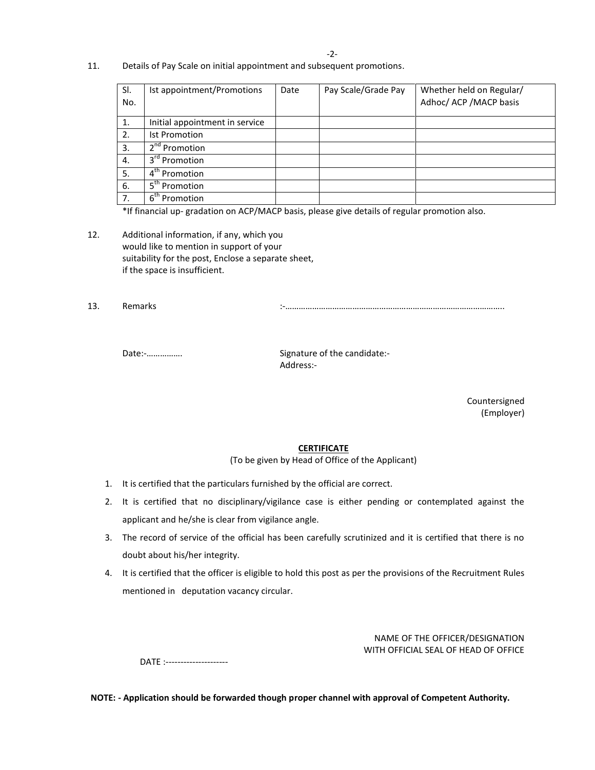11. Details of Pay Scale on initial appointment and subsequent promotions.

| Sl. No. | Ist appointment/Promotions | Date | Pay Scale/Grade Pay | Whether held on Regular/ Adhoc/ ACP /MACP basis |
|---|---|---|---|---|
| 1. | Initial appointment in service | | | |
| 2. | Ist Promotion | | | |
| 3. | 2nd Promotion | | | |
| 4. | 3rd Promotion | | | |
| 5. | 4th Promotion | | | |
| 6. | 5th Promotion | | | |
| 7. | 6th Promotion | | | |

*If financial up- gradation on ACP/MACP basis, please give details of regular promotion also.

12. Additional information, if any, which you would like to mention in support of your suitability for the post, Enclose a separate sheet, if the space is insufficient.

13. Remarks :-…………………………………………………………………………………..

Date:-…………….

Signature of the candidate:-
Address:-

Countersigned
(Employer)

**CERTIFICATE**

(To be given by Head of Office of the Applicant)

1. It is certified that the particulars furnished by the official are correct.
2. It is certified that no disciplinary/vigilance case is either pending or contemplated against the applicant and he/she is clear from vigilance angle.
3. The record of service of the official has been carefully scrutinized and it is certified that there is no doubt about his/her integrity.
4. It is certified that the officer is eligible to hold this post as per the provisions of the Recruitment Rules mentioned in deputation vacancy circular.

NAME OF THE OFFICER/DESIGNATION
WITH OFFICIAL SEAL OF HEAD OF OFFICE

DATE :---------------------

**NOTE: - Application should be forwarded though proper channel with approval of Competent Authority.**